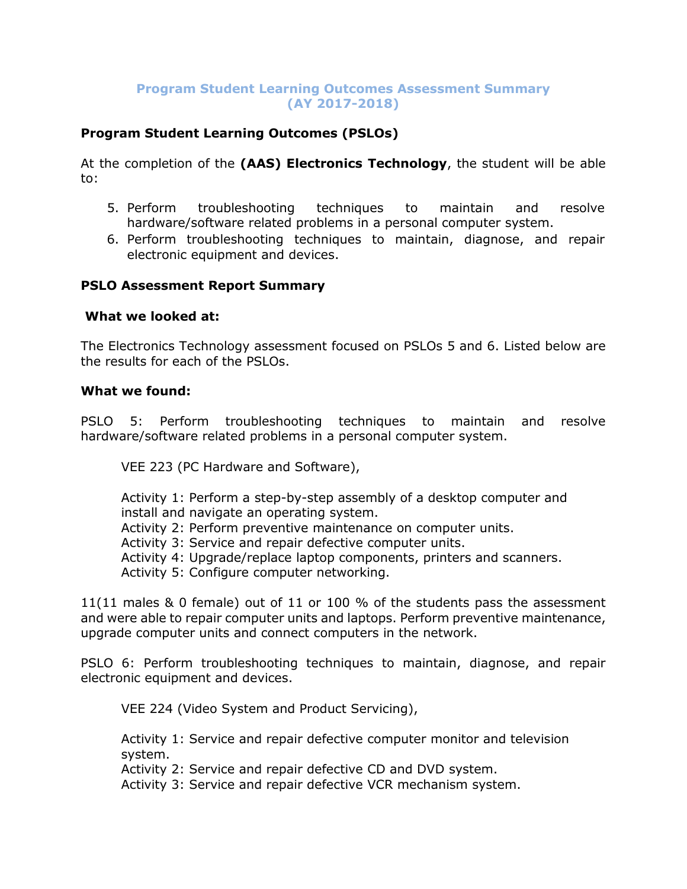# Program Student Learning Outcomes Assessment Summary (AY 2017-2018)

## Program Student Learning Outcomes (PSLOs)

At the completion of the **(AAS) Electronics Technology**, the student will be able to:

5. Perform troubleshooting techniques to maintain and resolve hardware/software related problems in a personal computer system.
6. Perform troubleshooting techniques to maintain, diagnose, and repair electronic equipment and devices.

## PSLO Assessment Report Summary

### What we looked at:

The Electronics Technology assessment focused on PSLOs 5 and 6. Listed below are the results for each of the PSLOs.

### What we found:

PSLO 5: Perform troubleshooting techniques to maintain and resolve hardware/software related problems in a personal computer system.

VEE 223 (PC Hardware and Software),

Activity 1: Perform a step-by-step assembly of a desktop computer and install and navigate an operating system.
Activity 2: Perform preventive maintenance on computer units.
Activity 3: Service and repair defective computer units.
Activity 4: Upgrade/replace laptop components, printers and scanners.
Activity 5: Configure computer networking.

11(11 males & 0 female) out of 11 or 100 % of the students pass the assessment and were able to repair computer units and laptops. Perform preventive maintenance, upgrade computer units and connect computers in the network.

PSLO 6: Perform troubleshooting techniques to maintain, diagnose, and repair electronic equipment and devices.

VEE 224 (Video System and Product Servicing),

Activity 1: Service and repair defective computer monitor and television system.
Activity 2: Service and repair defective CD and DVD system.
Activity 3: Service and repair defective VCR mechanism system.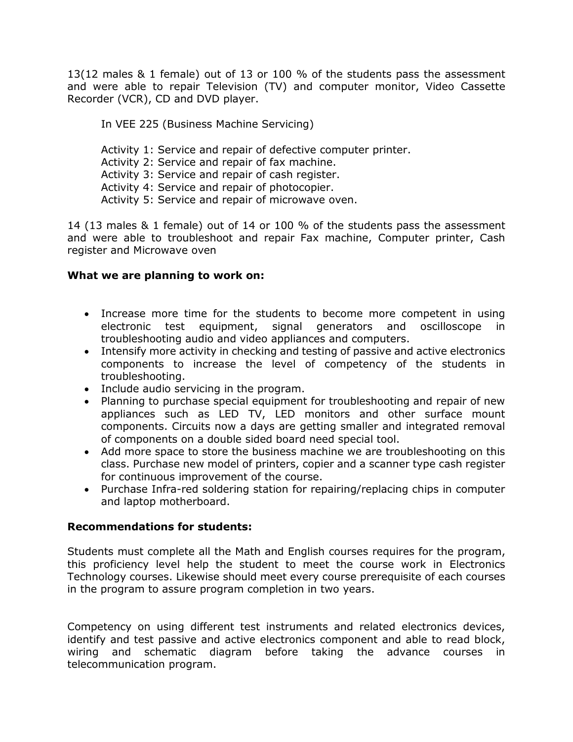13(12 males & 1 female) out of 13 or 100 % of the students pass the assessment and were able to repair Television (TV) and computer monitor, Video Cassette Recorder (VCR), CD and DVD player.

In VEE 225 (Business Machine Servicing)

Activity 1: Service and repair of defective computer printer.
Activity 2: Service and repair of fax machine.
Activity 3: Service and repair of cash register.
Activity 4: Service and repair of photocopier.
Activity 5: Service and repair of microwave oven.

14 (13 males & 1 female) out of 14 or 100 % of the students pass the assessment and were able to troubleshoot and repair Fax machine, Computer printer, Cash register and Microwave oven

**What we are planning to work on:**

- Increase more time for the students to become more competent in using electronic test equipment, signal generators and oscilloscope in troubleshooting audio and video appliances and computers.
- Intensify more activity in checking and testing of passive and active electronics components to increase the level of competency of the students in troubleshooting.
- Include audio servicing in the program.
- Planning to purchase special equipment for troubleshooting and repair of new appliances such as LED TV, LED monitors and other surface mount components. Circuits now a days are getting smaller and integrated removal of components on a double sided board need special tool.
- Add more space to store the business machine we are troubleshooting on this class. Purchase new model of printers, copier and a scanner type cash register for continuous improvement of the course.
- Purchase Infra-red soldering station for repairing/replacing chips in computer and laptop motherboard.

**Recommendations for students:**

Students must complete all the Math and English courses requires for the program, this proficiency level help the student to meet the course work in Electronics Technology courses. Likewise should meet every course prerequisite of each courses in the program to assure program completion in two years.

Competency on using different test instruments and related electronics devices, identify and test passive and active electronics component and able to read block, wiring and schematic diagram before taking the advance courses in telecommunication program.